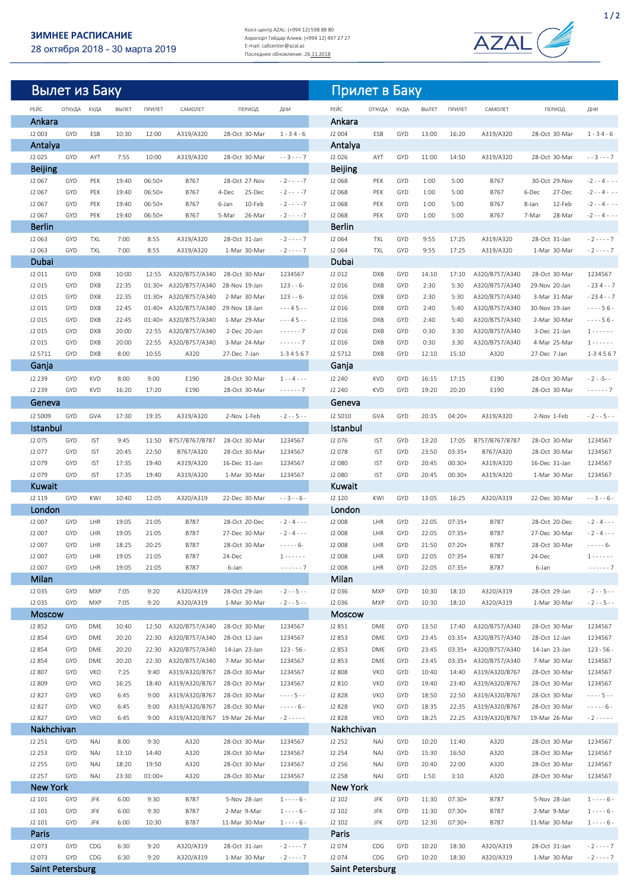## ЗИМНЕЕ РАСПИСАНИЕ
28 октября 2018 - 30 марта 2019

Колл-центр AZAL: (+994 12) 598 88 80
Аэропорт Гейдар Алиев: (+994 12) 497 27 27
E-mail: callcenter@azal.az
Последнее обновление: 26.11.2018

AZAL

## Вылет из Баку

| РЕЙС | ОТКУДА | КУДА | ВЫЛЕТ | ПРИЛЕТ | САМОЛЕТ | ПЕРИОД | ДНИ |
|---|---|---|---|---|---|---|---|
| **Ankara** | | | | | | | |
| J2 003 | GYD | ESB | 10:30 | 12:00 | A319/A320 | 28-Oct 30-Mar | 1 - 3 4 - 6 |
| **Antalya** | | | | | | | |
| J2 025 | GYD | AYT | 7:55 | 10:00 | A319/A320 | 28-Oct 30-Mar | - - 3 - - - 7 |
| **Beijing** | | | | | | | |
| J2 067 | GYD | PEK | 19:40 | 06:50+ | B767 | 28-Oct 27-Nov | - 2 - - - -7 |
| J2 067 | GYD | PEK | 19:40 | 06:50+ | B767 | 4-Dec 25-Dec | - 2 - - - -7 |
| J2 067 | GYD | PEK | 19:40 | 06:50+ | B767 | 6-Jan 10-Feb | - 2 - - - -7 |
| J2 067 | GYD | PEK | 19:40 | 06:50+ | B767 | 5-Mar 26-Mar | - 2 - - - -7 |
| **Berlin** | | | | | | | |
| J2 063 | GYD | TXL | 7:00 | 8:55 | A319/A320 | 28-Oct 31-Jan | - 2 - - - - 7 |
| J2 063 | GYD | TXL | 7:00 | 8:55 | A319/A320 | 1-Mar 30-Mar | - 2 - - - - 7 |
| **Dubai** | | | | | | | |
| J2 011 | GYD | DXB | 10:00 | 12:55 | A320/B757/A340 | 28-Oct 30-Mar | 1234567 |
| J2 015 | GYD | DXB | 22:35 | 01:30+ | A320/B757/A340 | 28-Nov 19-Jan | 123 - - 6 - |
| J2 015 | GYD | DXB | 22:35 | 01:30+ | A320/B757/A340 | 2-Mar 30-Mar | 123 - - 6 - |
| J2 015 | GYD | DXB | 22:45 | 01:40+ | A320/B757/A340 | 29-Nov 18-Jan | - - - 4 5 - - |
| J2 015 | GYD | DXB | 22:45 | 01:40+ | A320/B757/A340 | 1-Mar 29-Mar | - - - 4 5 - - |
| J2 015 | GYD | DXB | 20:00 | 22:55 | A320/B757/A340 | 2-Dec 20-Jan | - - - - - - 7 |
| J2 015 | GYD | DXB | 20:00 | 22:55 | A320/B757/A340 | 3-Mar 24-Mar | - - - - - - 7 |
| J2 5711 | GYD | DXB | 8:00 | 10:55 | A320 | 27-Dec 7-Jan | 1-3 4 5 6 7 |
| **Ganja** | | | | | | | |
| J2 239 | GYD | KVD | 8:00 | 9:00 | E190 | 28-Oct 30-Mar | 1 - - 4 - - - |
| J2 239 | GYD | KVD | 16:20 | 17:20 | E190 | 28-Oct 30-Mar | - - - - - - 7 |
| **Geneva** | | | | | | | |
| J2 5009 | GYD | GVA | 17:30 | 19:35 | A319/A320 | 2-Nov 1-Feb | - 2 - - 5 - - |
| **Istanbul** | | | | | | | |
| J2 075 | GYD | IST | 9:45 | 11:50 | B757/B767/B787 | 28-Oct 30-Mar | 1234567 |
| J2 077 | GYD | IST | 20:45 | 22:50 | B767/A320 | 28-Oct 30-Mar | 1234567 |
| J2 079 | GYD | IST | 17:35 | 19:40 | A319/A320 | 16-Dec 31-Jan | 1234567 |
| J2 079 | GYD | IST | 17:35 | 19:40 | A319/A320 | 1-Mar 30-Mar | 1234567 |
| **Kuwait** | | | | | | | |
| J2 119 | GYD | KWI | 10:40 | 12:05 | A320/A319 | 22-Dec 30-Mar | - - 3 - - 6 - |
| **London** | | | | | | | |
| J2 007 | GYD | LHR | 19:05 | 21:05 | B787 | 28-Oct 20-Dec | - 2 - 4 - - - |
| J2 007 | GYD | LHR | 19:05 | 21:05 | B787 | 27-Dec 30-Mar | - 2 - 4 - - - |
| J2 007 | GYD | LHR | 18:25 | 20:25 | B787 | 28-Oct 30-Mar | - - - - - 6- |
| J2 007 | GYD | LHR | 19:05 | 21:05 | B787 | 24-Dec | 1 - - - - - - |
| J2 007 | GYD | LHR | 19:05 | 21:05 | B787 | 6-Jan | - - - - - - 7 |
| **Milan** | | | | | | | |
| J2 035 | GYD | MXP | 7:05 | 9:20 | A320/A319 | 28-Oct 29-Jan | - 2 - - 5 - - |
| J2 035 | GYD | MXP | 7:05 | 9:20 | A320/A319 | 1-Mar 30-Mar | - 2 - - 5 - - |
| **Moscow** | | | | | | | |
| J2 852 | GYD | DME | 10:40 | 12:50 | A320/B757/A340 | 28-Oct 30-Mar | 1234567 |
| J2 854 | GYD | DME | 20:20 | 22:30 | A320/B757/A340 | 28-Oct 12-Jan | 1234567 |
| J2 854 | GYD | DME | 20:20 | 22:30 | A320/B757/A340 | 14-Jan 23-Jan | 123 - 56 - |
| J2 854 | GYD | DME | 20:20 | 22:30 | A320/B757/A340 | 7-Mar 30-Mar | 1234567 |
| J2 807 | GYD | VKO | 7:25 | 9:40 | A319/A320/B767 | 28-Oct 30-Mar | 1234567 |
| J2 809 | GYD | VKO | 16:25 | 18:40 | A319/A320/B767 | 28-Oct 30-Mar | 1234567 |
| J2 827 | GYD | VKO | 6:45 | 9:00 | A319/A320/B767 | 28-Oct 30-Mar | - - - - 5 - - |
| J2 827 | GYD | VKO | 6:45 | 9:00 | A319/A320/B767 | 28-Oct 30-Mar | - - - - - 6 - |
| J2 827 | GYD | VKO | 6:45 | 9:00 | A319/A320/B767 | 19-Mar 26-Mar | - 2 - - - - - |
| **Nakhchivan** | | | | | | | |
| J2 251 | GYD | NAJ | 8:00 | 9:30 | A320 | 28-Oct 30-Mar | 1234567 |
| J2 253 | GYD | NAJ | 13:10 | 14:40 | A320 | 28-Oct 30-Mar | 1234567 |
| J2 255 | GYD | NAJ | 18:20 | 19:50 | A320 | 28-Oct 30-Mar | 1234567 |
| J2 257 | GYD | NAJ | 23:30 | 01:00+ | A320 | 28-Oct 30-Mar | 1234567 |
| **New York** | | | | | | | |
| J2 101 | GYD | JFK | 6:00 | 9:30 | B787 | 5-Nov 28-Jan | 1 - - - - 6 - |
| J2 101 | GYD | JFK | 6:00 | 9:30 | B787 | 2-Mar 9-Mar | 1 - - - - 6 - |
| J2 101 | GYD | JFK | 6:00 | 10:30 | B787 | 11-Mar 30-Mar | 1 - - - - 6 - |
| **Paris** | | | | | | | |
| J2 073 | GYD | CDG | 6:30 | 9:20 | A320/A319 | 28-Oct 31-Jan | - 2 - - - - 7 |
| J2 073 | GYD | CDG | 6:30 | 9:20 | A320/A319 | 1-Mar 30-Mar | - 2 - - - - 7 |
| **Saint Petersburg** | | | | | | | |

## Прилет в Баку

| РЕЙС | ОТКУДА | КУДА | ВЫЛЕТ | ПРИЛЕТ | САМОЛЕТ | ПЕРИОД | ДНИ |
|---|---|---|---|---|---|---|---|
| **Ankara** | | | | | | | |
| J2 004 | ESB | GYD | 13:00 | 16:20 | A319/A320 | 28-Oct 30-Mar | 1 - 3 4 - 6 |
| **Antalya** | | | | | | | |
| J2 026 | AYT | GYD | 11:00 | 14:50 | A319/A320 | 28-Oct 30-Mar | - - 3 - - - 7 |
| **Beijing** | | | | | | | |
| J2 068 | PEK | GYD | 1:00 | 5:00 | B767 | 30-Oct 29-Nov | -2 - - 4 - - - |
| J2 068 | PEK | GYD | 1:00 | 5:00 | B767 | 6-Dec 27-Dec | -2 - - 4 - - - |
| J2 068 | PEK | GYD | 1:00 | 5:00 | B767 | 8-Jan 12-Feb | -2 - - 4 - - - |
| J2 068 | PEK | GYD | 1:00 | 5:00 | B767 | 7-Mar 28-Mar | -2 - - 4 - - - |
| **Berlin** | | | | | | | |
| J2 064 | TXL | GYD | 9:55 | 17:25 | A319/A320 | 28-Oct 31-Jan | - 2 - - - - 7 |
| J2 064 | TXL | GYD | 9:55 | 17:25 | A319/A320 | 1-Mar 30-Mar | - 2 - - - - 7 |
| **Dubai** | | | | | | | |
| J2 012 | DXB | GYD | 14:10 | 17:10 | A320/B757/A340 | 28-Oct 30-Mar | 1234567 |
| J2 016 | DXB | GYD | 2:30 | 5:30 | A320/B757/A340 | 29-Nov 20-Jan | - 2 3 4 - - 7 |
| J2 016 | DXB | GYD | 2:30 | 5:30 | A320/B757/A340 | 3-Mar 31-Mar | - 2 3 4 - - 7 |
| J2 016 | DXB | GYD | 2:40 | 5:40 | A320/B757/A340 | 30-Nov 19-Jan | - - - - 5 6 - |
| J2 016 | DXB | GYD | 2:40 | 5:40 | A320/B757/A340 | 2-Mar 30-Mar | - - - - 5 6 - |
| J2 016 | DXB | GYD | 0:30 | 3:30 | A320/B757/A340 | 3-Dec 21-Jan | 1 - - - - - - |
| J2 016 | DXB | GYD | 0:30 | 3:30 | A320/B757/A340 | 4-Mar 25-Mar | 1 - - - - - - |
| J2 5712 | DXB | GYD | 12:10 | 15:10 | A320 | 27-Dec 7-Jan | 1-3 4 5 6 7 |
| **Ganja** | | | | | | | |
| J2 240 | KVD | GYD | 16:15 | 17:15 | E190 | 28-Oct 30-Mar | - 2 - -5- - |
| J2 240 | KVD | GYD | 19:20 | 20:20 | E190 | 28-Oct 30-Mar | - - - - - - 7 |
| **Geneva** | | | | | | | |
| J2 5010 | GVA | GYD | 20:35 | 04:20+ | A319/A320 | 2-Nov 1-Feb | - 2 - - 5 - - |
| **Istanbul** | | | | | | | |
| J2 076 | IST | GYD | 13:20 | 17:05 | B757/B767/B787 | 28-Oct 30-Mar | 1234567 |
| J2 078 | IST | GYD | 23:50 | 03:35+ | B767/A320 | 28-Oct 30-Mar | 1234567 |
| J2 080 | IST | GYD | 20:45 | 00:30+ | A319/A320 | 16-Dec 31-Jan | 1234567 |
| J2 080 | IST | GYD | 20:45 | 00:30+ | A319/A320 | 1-Mar 30-Mar | 1234567 |
| **Kuwait** | | | | | | | |
| J2 120 | KWI | GYD | 13:05 | 16:25 | A320/A319 | 22-Dec 30-Mar | - - 3 - - 6 - |
| **London** | | | | | | | |
| J2 008 | LHR | GYD | 22:05 | 07:35+ | B787 | 28-Oct 20-Dec | - 2 - 4 - - - |
| J2 008 | LHR | GYD | 22:05 | 07:35+ | B787 | 27-Dec 30-Mar | - 2 - 4 - - - |
| J2 008 | LHR | GYD | 21:50 | 07:20+ | B787 | 28-Oct 30-Mar | - - - - - 6- |
| J2 008 | LHR | GYD | 22:05 | 07:35+ | B787 | 24-Dec | 1 - - - - - - |
| J2 008 | LHR | GYD | 22:05 | 07:35+ | B787 | 6-Jan | - - - - - - 7 |
| **Milan** | | | | | | | |
| J2 036 | MXP | GYD | 10:30 | 18:10 | A320/A319 | 28-Oct 29-Jan | - 2 - - 5 - - |
| J2 036 | MXP | GYD | 10:30 | 18:10 | A320/A319 | 1-Mar 30-Mar | - 2 - - 5 - - |
| **Moscow** | | | | | | | |
| J2 851 | DME | GYD | 13:50 | 17:40 | A320/B757/A340 | 28-Oct 30-Mar | 1234567 |
| J2 853 | DME | GYD | 23:45 | 03:35+ | A320/B757/A340 | 28-Oct 12-Jan | 1234567 |
| J2 853 | DME | GYD | 23:45 | 03:35+ | A320/B757/A340 | 14-Jan 23-Jan | 123 - 56 - |
| J2 853 | DME | GYD | 23:45 | 03:35+ | A320/B757/A340 | 7-Mar 30-Mar | 1234567 |
| J2 808 | VKO | GYD | 10:40 | 14:40 | A319/A320/B767 | 28-Oct 30-Mar | 1234567 |
| J2 810 | VKO | GYD | 19:40 | 23:40 | A319/A320/B767 | 28-Oct 30-Mar | 1234567 |
| J2 828 | VKO | GYD | 18:50 | 22:50 | A319/A320/B767 | 28-Oct 30-Mar | - - - - 5 - - |
| J2 828 | VKO | GYD | 18:35 | 22:35 | A319/A320/B767 | 28-Oct 30-Mar | - - - - - 6 - |
| J2 828 | VKO | GYD | 18:25 | 22:25 | A319/A320/B767 | 19-Mar 26-Mar | - 2 - - - - - |
| **Nakhchivan** | | | | | | | |
| J2 252 | NAJ | GYD | 10:20 | 11:40 | A320 | 28-Oct 30-Mar | 1234567 |
| J2 254 | NAJ | GYD | 15:30 | 16:50 | A320 | 28-Oct 30-Mar | 1234567 |
| J2 256 | NAJ | GYD | 20:40 | 22:00 | A320 | 28-Oct 30-Mar | 1234567 |
| J2 258 | NAJ | GYD | 1:50 | 3:10 | A320 | 28-Oct 30-Mar | 1234567 |
| **New York** | | | | | | | |
| J2 102 | JFK | GYD | 11:30 | 07:30+ | B787 | 5-Nov 28-Jan | 1 - - - - 6 - |
| J2 102 | JFK | GYD | 11:30 | 07:30+ | B787 | 2-Mar 9-Mar | 1 - - - - 6 - |
| J2 102 | JFK | GYD | 12:30 | 07:30+ | B787 | 11-Mar 30-Mar | 1 - - - - 6 - |
| **Paris** | | | | | | | |
| J2 074 | CDG | GYD | 10:20 | 18:30 | A320/A319 | 28-Oct 31-Jan | - 2 - - - - 7 |
| J2 074 | CDG | GYD | 10:20 | 18:30 | A320/A319 | 1-Mar 30-Mar | - 2 - - - - 7 |
| **Saint Petersburg** | | | | | | | |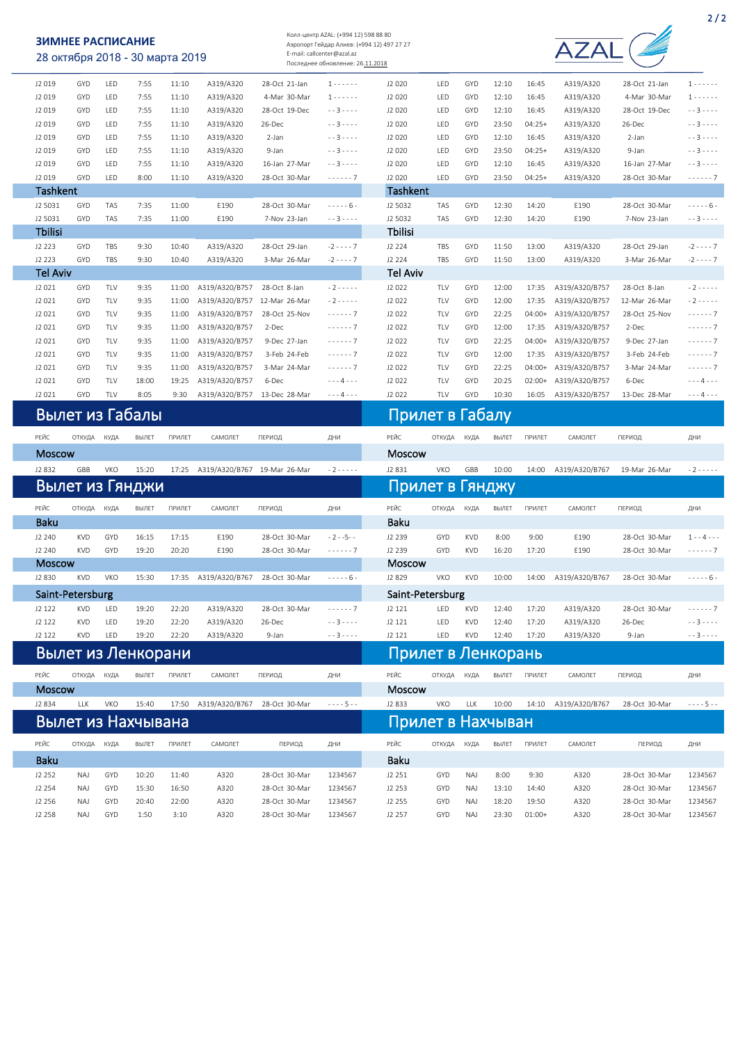## ЗИМНЕЕ РАСПИСАНИЕ

28 октября 2018 - 30 марта 2019

Колл-центр AZAL: (+994 12) 598 88 80
Аэропорт Гейдар Алиев: (+994 12) 497 27 27
E-mail: callcenter@azal.az
Последнее обновление: 26.11.2018

AZAL

| | | | | | | | | | | | | | | | | | |
|---|---|---|---|---|---|---|---|---|---|---|---|---|---|---|---|---|---|
| J2 019 | GYD | LED | 7:55 | 11:10 | A319/A320 | 28-Oct 21-Jan | 1 - - - - - - | | J2 020 | LED | GYD | 12:10 | 16:45 | A319/A320 | 28-Oct 21-Jan | 1 - - - - - - |
| J2 019 | GYD | LED | 7:55 | 11:10 | A319/A320 | 4-Mar 30-Mar | 1 - - - - - - | | J2 020 | LED | GYD | 12:10 | 16:45 | A319/A320 | 4-Mar 30-Mar | 1 - - - - - - |
| J2 019 | GYD | LED | 7:55 | 11:10 | A319/A320 | 28-Oct 19-Dec | - - 3 - - - - | | J2 020 | LED | GYD | 12:10 | 16:45 | A319/A320 | 28-Oct 19-Dec | - - 3 - - - - |
| J2 019 | GYD | LED | 7:55 | 11:10 | A319/A320 | 26-Dec | - - 3 - - - - | | J2 020 | LED | GYD | 23:50 | 04:25+ | A319/A320 | 26-Dec | - - 3 - - - - |
| J2 019 | GYD | LED | 7:55 | 11:10 | A319/A320 | 2-Jan | - - 3 - - - - | | J2 020 | LED | GYD | 12:10 | 16:45 | A319/A320 | 2-Jan | - - 3 - - - - |
| J2 019 | GYD | LED | 7:55 | 11:10 | A319/A320 | 9-Jan | - - 3 - - - - | | J2 020 | LED | GYD | 23:50 | 04:25+ | A319/A320 | 9-Jan | - - 3 - - - - |
| J2 019 | GYD | LED | 7:55 | 11:10 | A319/A320 | 16-Jan 27-Mar | - - 3 - - - - | | J2 020 | LED | GYD | 12:10 | 16:45 | A319/A320 | 16-Jan 27-Mar | - - 3 - - - - |
| J2 019 | GYD | LED | 8:00 | 11:10 | A319/A320 | 28-Oct 30-Mar | - - - - - - 7 | | J2 020 | LED | GYD | 23:50 | 04:25+ | A319/A320 | 28-Oct 30-Mar | - - - - - - 7 |
| **Tashkent** | | | | | | | | | **Tashkent** | | | | | | | |
| J2 5031 | GYD | TAS | 7:35 | 11:00 | E190 | 28-Oct 30-Mar | - - - - - 6 - | | J2 5032 | TAS | GYD | 12:30 | 14:20 | E190 | 28-Oct 30-Mar | - - - - - 6 - |
| J2 5031 | GYD | TAS | 7:35 | 11:00 | E190 | 7-Nov 23-Jan | - - 3 - - - - | | J2 5032 | TAS | GYD | 12:30 | 14:20 | E190 | 7-Nov 23-Jan | - - 3 - - - - |
| **Tbilisi** | | | | | | | | | **Tbilisi** | | | | | | | |
| J2 223 | GYD | TBS | 9:30 | 10:40 | A319/A320 | 28-Oct 29-Jan | -2 - - - - 7 | | J2 224 | TBS | GYD | 11:50 | 13:00 | A319/A320 | 28-Oct 29-Jan | -2 - - - - 7 |
| J2 223 | GYD | TBS | 9:30 | 10:40 | A319/A320 | 3-Mar 26-Mar | -2 - - - - 7 | | J2 224 | TBS | GYD | 11:50 | 13:00 | A319/A320 | 3-Mar 26-Mar | -2 - - - - 7 |
| **Tel Aviv** | | | | | | | | | **Tel Aviv** | | | | | | | |
| J2 021 | GYD | TLV | 9:35 | 11:00 | A319/A320/B757 | 28-Oct 8-Jan | - 2 - - - - - | | J2 022 | TLV | GYD | 12:00 | 17:35 | A319/A320/B757 | 28-Oct 8-Jan | - 2 - - - - - |
| J2 021 | GYD | TLV | 9:35 | 11:00 | A319/A320/B757 | 12-Mar 26-Mar | - 2 - - - - - | | J2 022 | TLV | GYD | 12:00 | 17:35 | A319/A320/B757 | 12-Mar 26-Mar | - 2 - - - - - |
| J2 021 | GYD | TLV | 9:35 | 11:00 | A319/A320/B757 | 28-Oct 25-Nov | - - - - - - 7 | | J2 022 | TLV | GYD | 22:25 | 04:00+ | A319/A320/B757 | 28-Oct 25-Nov | - - - - - - 7 |
| J2 021 | GYD | TLV | 9:35 | 11:00 | A319/A320/B757 | 2-Dec | - - - - - - 7 | | J2 022 | TLV | GYD | 12:00 | 17:35 | A319/A320/B757 | 2-Dec | - - - - - - 7 |
| J2 021 | GYD | TLV | 9:35 | 11:00 | A319/A320/B757 | 9-Dec 27-Jan | - - - - - - 7 | | J2 022 | TLV | GYD | 22:25 | 04:00+ | A319/A320/B757 | 9-Dec 27-Jan | - - - - - - 7 |
| J2 021 | GYD | TLV | 9:35 | 11:00 | A319/A320/B757 | 3-Feb 24-Feb | - - - - - - 7 | | J2 022 | TLV | GYD | 12:00 | 17:35 | A319/A320/B757 | 3-Feb 24-Feb | - - - - - - 7 |
| J2 021 | GYD | TLV | 9:35 | 11:00 | A319/A320/B757 | 3-Mar 24-Mar | - - - - - - 7 | | J2 022 | TLV | GYD | 22:25 | 04:00+ | A319/A320/B757 | 3-Mar 24-Mar | - - - - - - 7 |
| J2 021 | GYD | TLV | 18:00 | 19:25 | A319/A320/B757 | 6-Dec | - - - 4 - - - | | J2 022 | TLV | GYD | 20:25 | 02:00+ | A319/A320/B757 | 6-Dec | - - - 4 - - - |
| J2 021 | GYD | TLV | 8:05 | 9:30 | A319/A320/B757 | 13-Dec 28-Mar | - - - 4 - - - | | J2 022 | TLV | GYD | 10:30 | 16:05 | A319/A320/B757 | 13-Dec 28-Mar | - - - 4 - - - |

## Вылет из Габалы / Прилет в Габалу

| РЕЙС | ОТКУДА | КУДА | ВЫЛЕТ | ПРИЛЕТ | САМОЛЕТ | ПЕРИОД | ДНИ | | РЕЙС | ОТКУДА | КУДА | ВЫЛЕТ | ПРИЛЕТ | САМОЛЕТ | ПЕРИОД | ДНИ |
|---|---|---|---|---|---|---|---|---|---|---|---|---|---|---|---|---|
| **Moscow** | | | | | | | | | **Moscow** | | | | | | | |
| J2 832 | GBB | VKO | 15:20 | 17:25 | A319/A320/B767 | 19-Mar 26-Mar | - 2 - - - - - | | J2 831 | VKO | GBB | 10:00 | 14:00 | A319/A320/B767 | 19-Mar 26-Mar | - 2 - - - - - |

## Вылет из Гянджи / Прилет в Гянджу

| РЕЙС | ОТКУДА | КУДА | ВЫЛЕТ | ПРИЛЕТ | САМОЛЕТ | ПЕРИОД | ДНИ | | РЕЙС | ОТКУДА | КУДА | ВЫЛЕТ | ПРИЛЕТ | САМОЛЕТ | ПЕРИОД | ДНИ |
|---|---|---|---|---|---|---|---|---|---|---|---|---|---|---|---|---|
| **Baku** | | | | | | | | | **Baku** | | | | | | | |
| J2 240 | KVD | GYD | 16:15 | 17:15 | E190 | 28-Oct 30-Mar | - 2 - - 5 - - | | J2 239 | GYD | KVD | 8:00 | 9:00 | E190 | 28-Oct 30-Mar | 1 - - 4 - - - |
| J2 240 | KVD | GYD | 19:20 | 20:20 | E190 | 28-Oct 30-Mar | - - - - - - 7 | | J2 239 | GYD | KVD | 16:20 | 17:20 | E190 | 28-Oct 30-Mar | - - - - - - 7 |
| **Moscow** | | | | | | | | | **Moscow** | | | | | | | |
| J2 830 | KVD | VKO | 15:30 | 17:35 | A319/A320/B767 | 28-Oct 30-Mar | - - - - - 6 - | | J2 829 | VKO | KVD | 10:00 | 14:00 | A319/A320/B767 | 28-Oct 30-Mar | - - - - - 6 - |
| **Saint-Petersburg** | | | | | | | | | **Saint-Petersburg** | | | | | | | |
| J2 122 | KVD | LED | 19:20 | 22:20 | A319/A320 | 28-Oct 30-Mar | - - - - - - 7 | | J2 121 | LED | KVD | 12:40 | 17:20 | A319/A320 | 28-Oct 30-Mar | - - - - - - 7 |
| J2 122 | KVD | LED | 19:20 | 22:20 | A319/A320 | 26-Dec | - - 3 - - - - | | J2 121 | LED | KVD | 12:40 | 17:20 | A319/A320 | 26-Dec | - - 3 - - - - |
| J2 122 | KVD | LED | 19:20 | 22:20 | A319/A320 | 9-Jan | - - 3 - - - - | | J2 121 | LED | KVD | 12:40 | 17:20 | A319/A320 | 9-Jan | - - 3 - - - - |

## Вылет из Ленкорани / Прилет в Ленкорань

| РЕЙС | ОТКУДА | КУДА | ВЫЛЕТ | ПРИЛЕТ | САМОЛЕТ | ПЕРИОД | ДНИ | | РЕЙС | ОТКУДА | КУДА | ВЫЛЕТ | ПРИЛЕТ | САМОЛЕТ | ПЕРИОД | ДНИ |
|---|---|---|---|---|---|---|---|---|---|---|---|---|---|---|---|---|
| **Moscow** | | | | | | | | | **Moscow** | | | | | | | |
| J2 834 | LLK | VKO | 15:40 | 17:50 | A319/A320/B767 | 28-Oct 30-Mar | - - - - 5 - - | | J2 833 | VKO | LLK | 10:00 | 14:10 | A319/A320/B767 | 28-Oct 30-Mar | - - - - 5 - - |

## Вылет из Нахчывана / Прилет в Нахчыван

| РЕЙС | ОТКУДА | КУДА | ВЫЛЕТ | ПРИЛЕТ | САМОЛЕТ | ПЕРИОД | ДНИ | | РЕЙС | ОТКУДА | КУДА | ВЫЛЕТ | ПРИЛЕТ | САМОЛЕТ | ПЕРИОД | ДНИ |
|---|---|---|---|---|---|---|---|---|---|---|---|---|---|---|---|---|
| **Baku** | | | | | | | | | **Baku** | | | | | | | |
| J2 252 | NAJ | GYD | 10:20 | 11:40 | A320 | 28-Oct 30-Mar | 1234567 | | J2 251 | GYD | NAJ | 8:00 | 9:30 | A320 | 28-Oct 30-Mar | 1234567 |
| J2 254 | NAJ | GYD | 15:30 | 16:50 | A320 | 28-Oct 30-Mar | 1234567 | | J2 253 | GYD | NAJ | 13:10 | 14:40 | A320 | 28-Oct 30-Mar | 1234567 |
| J2 256 | NAJ | GYD | 20:40 | 22:00 | A320 | 28-Oct 30-Mar | 1234567 | | J2 255 | GYD | NAJ | 18:20 | 19:50 | A320 | 28-Oct 30-Mar | 1234567 |
| J2 258 | NAJ | GYD | 1:50 | 3:10 | A320 | 28-Oct 30-Mar | 1234567 | | J2 257 | GYD | NAJ | 23:30 | 01:00+ | A320 | 28-Oct 30-Mar | 1234567 |